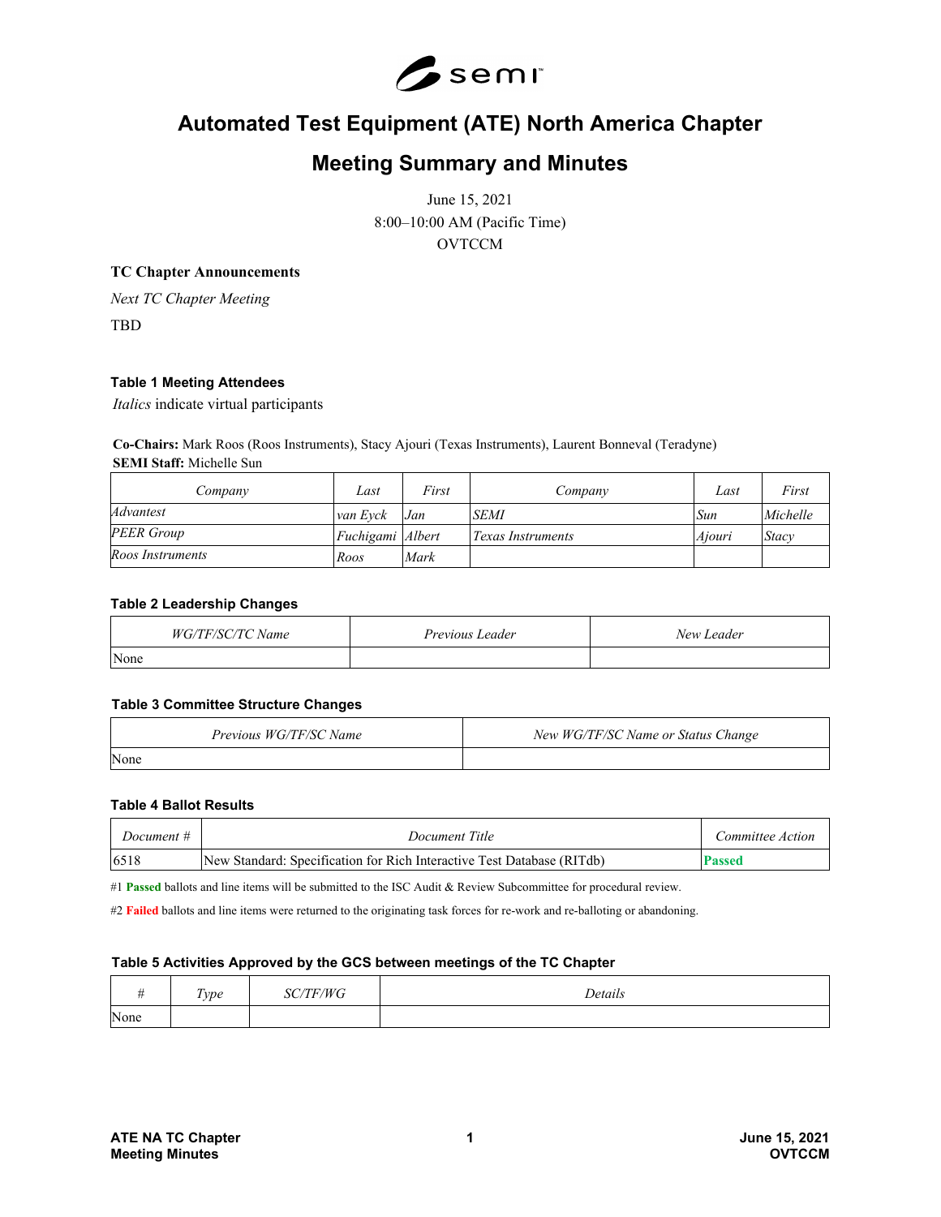# Automated Test Equipment (ATE) North America Chapter

# Meeting Summary and Minutes

June 15, 2021
8:00–10:00 AM (Pacific Time)
OVTCCM

**TC Chapter Announcements**

*Next TC Chapter Meeting*

TBD

#### Table 1 Meeting Attendees

*Italics* indicate virtual participants

**Co-Chairs:** Mark Roos (Roos Instruments), Stacy Ajouri (Texas Instruments), Laurent Bonneval (Teradyne)
**SEMI Staff:** Michelle Sun

| *Company* | *Last* | *First* | *Company* | *Last* | *First* |
|---|---|---|---|---|---|
| *Advantest* | *van Eyck* | *Jan* | *SEMI* | *Sun* | *Michelle* |
| *PEER Group* | *Fuchigami* | *Albert* | *Texas Instruments* | *Ajouri* | *Stacy* |
| *Roos Instruments* | *Roos* | *Mark* | | | |

#### Table 2 Leadership Changes

| *WG/TF/SC/TC Name* | *Previous Leader* | *New Leader* |
|---|---|---|
| None | | |

#### Table 3 Committee Structure Changes

| *Previous WG/TF/SC Name* | *New WG/TF/SC Name or Status Change* |
|---|---|
| None | |

#### Table 4 Ballot Results

| *Document #* | *Document Title* | *Committee Action* |
|---|---|---|
| 6518 | New Standard: Specification for Rich Interactive Test Database (RITdb) | **Passed** |

#1 **Passed** ballots and line items will be submitted to the ISC Audit & Review Subcommittee for procedural review.

#2 **Failed** ballots and line items were returned to the originating task forces for re-work and re-balloting or abandoning.

#### Table 5 Activities Approved by the GCS between meetings of the TC Chapter

| *#* | *Type* | *SC/TF/WG* | *Details* |
|---|---|---|---|
| None | | | |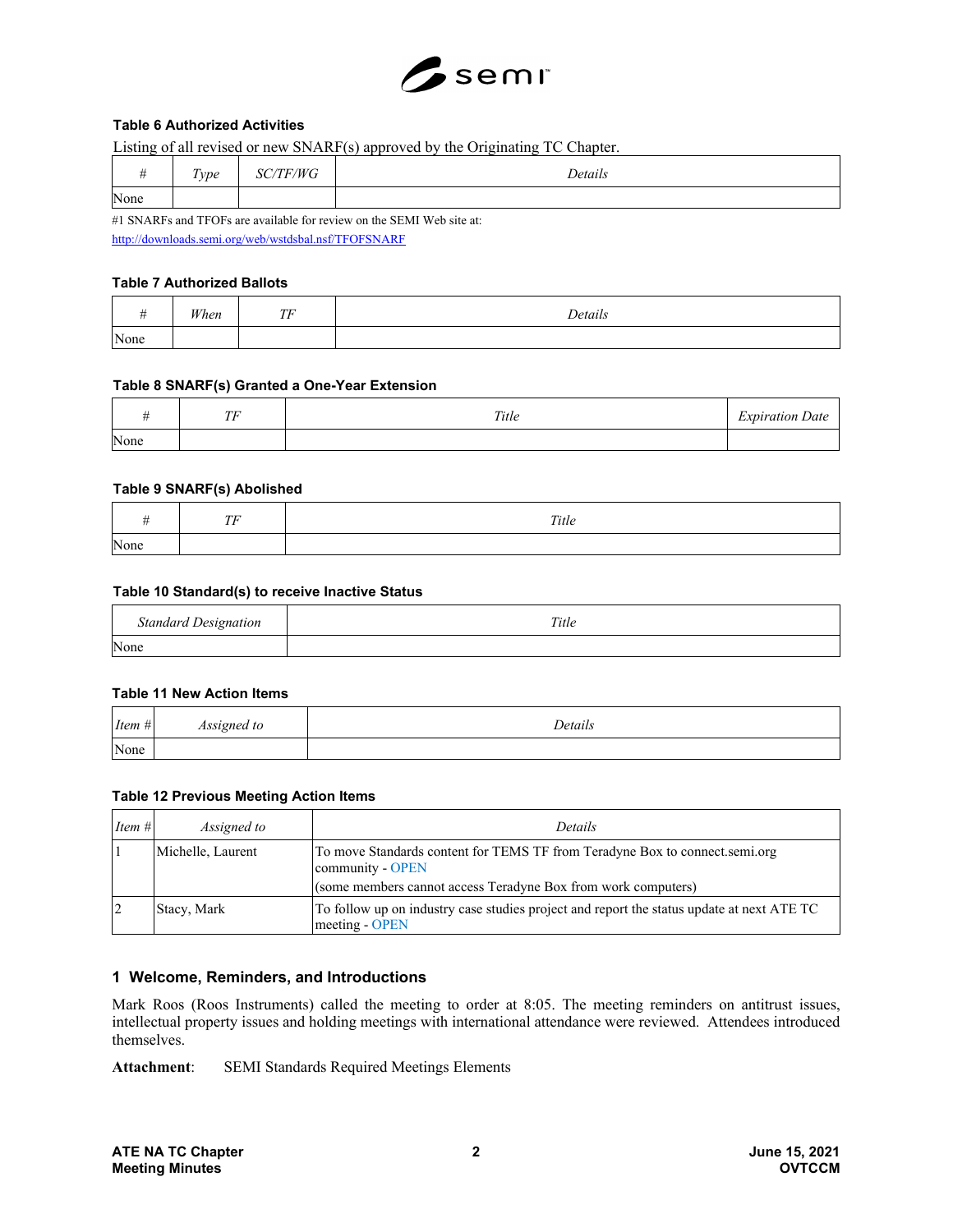**Table 6 Authorized Activities**

Listing of all revised or new SNARF(s) approved by the Originating TC Chapter.

| # | *Type* | *SC/TF/WG* | *Details* |
|---|---|---|---|
| None | | | |

#1 SNARFs and TFOFs are available for review on the SEMI Web site at:
http://downloads.semi.org/web/wstdsbal.nsf/TFOFSNARF

**Table 7 Authorized Ballots**

| # | *When* | *TF* | *Details* |
|---|---|---|---|
| None | | | |

**Table 8 SNARF(s) Granted a One-Year Extension**

| # | *TF* | *Title* | *Expiration Date* |
|---|---|---|---|
| None | | | |

**Table 9 SNARF(s) Abolished**

| # | *TF* | *Title* |
|---|---|---|
| None | | |

**Table 10 Standard(s) to receive Inactive Status**

| *Standard Designation* | *Title* |
|---|---|
| None | |

**Table 11 New Action Items**

| *Item #* | *Assigned to* | *Details* |
|---|---|---|
| None | | |

**Table 12 Previous Meeting Action Items**

| *Item #* | *Assigned to* | *Details* |
|---|---|---|
| 1 | Michelle, Laurent | To move Standards content for TEMS TF from Teradyne Box to connect.semi.org community - OPEN<br>(some members cannot access Teradyne Box from work computers) |
| 2 | Stacy, Mark | To follow up on industry case studies project and report the status update at next ATE TC meeting - OPEN |

## 1 Welcome, Reminders, and Introductions

Mark Roos (Roos Instruments) called the meeting to order at 8:05. The meeting reminders on antitrust issues, intellectual property issues and holding meetings with international attendance were reviewed. Attendees introduced themselves.

**Attachment**: SEMI Standards Required Meetings Elements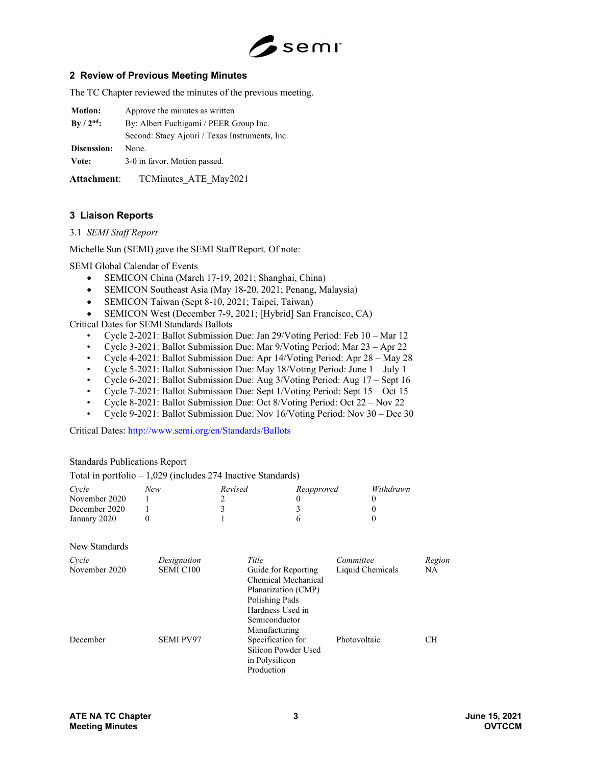## 2 Review of Previous Meeting Minutes

The TC Chapter reviewed the minutes of the previous meeting.

| | |
|---|---|
| **Motion:** | Approve the minutes as written |
| **By / 2nd:** | By: Albert Fuchigami / PEER Group Inc. |
| | Second: Stacy Ajouri / Texas Instruments, Inc. |
| **Discussion:** | None. |
| **Vote:** | 3-0 in favor. Motion passed. |

**Attachment**: TCMinutes_ATE_May2021

## 3 Liaison Reports

### 3.1 *SEMI Staff Report*

Michelle Sun (SEMI) gave the SEMI Staff Report. Of note:

SEMI Global Calendar of Events

- SEMICON China (March 17-19, 2021; Shanghai, China)
- SEMICON Southeast Asia (May 18-20, 2021; Penang, Malaysia)
- SEMICON Taiwan (Sept 8-10, 2021; Taipei, Taiwan)
- SEMICON West (December 7-9, 2021; [Hybrid] San Francisco, CA)

Critical Dates for SEMI Standards Ballots

- Cycle 2-2021: Ballot Submission Due: Jan 29/Voting Period: Feb 10 – Mar 12
- Cycle 3-2021: Ballot Submission Due: Mar 9/Voting Period: Mar 23 – Apr 22
- Cycle 4-2021: Ballot Submission Due: Apr 14/Voting Period: Apr 28 – May 28
- Cycle 5-2021: Ballot Submission Due: May 18/Voting Period: June 1 – July 1
- Cycle 6-2021: Ballot Submission Due: Aug 3/Voting Period: Aug 17 – Sept 16
- Cycle 7-2021: Ballot Submission Due: Sept 1/Voting Period: Sept 15 – Oct 15
- Cycle 8-2021: Ballot Submission Due: Oct 8/Voting Period: Oct 22 – Nov 22
- Cycle 9-2021: Ballot Submission Due: Nov 16/Voting Period: Nov 30 – Dec 30

Critical Dates: http://www.semi.org/en/Standards/Ballots

Standards Publications Report

Total in portfolio – 1,029 (includes 274 Inactive Standards)

| *Cycle* | *New* | *Revised* | *Reapproved* | *Withdrawn* |
|---|---|---|---|---|
| November 2020 | 1 | 2 | 0 | 0 |
| December 2020 | 1 | 3 | 3 | 0 |
| January 2020 | 0 | 1 | 6 | 0 |

New Standards

| *Cycle* | *Designation* | *Title* | *Committee* | *Region* |
|---|---|---|---|---|
| November 2020 | SEMI C100 | Guide for Reporting Chemical Mechanical Planarization (CMP) Polishing Pads Hardness Used in Semiconductor Manufacturing | Liquid Chemicals | NA |
| December | SEMI PV97 | Specification for Silicon Powder Used in Polysilicon Production | Photovoltaic | CH |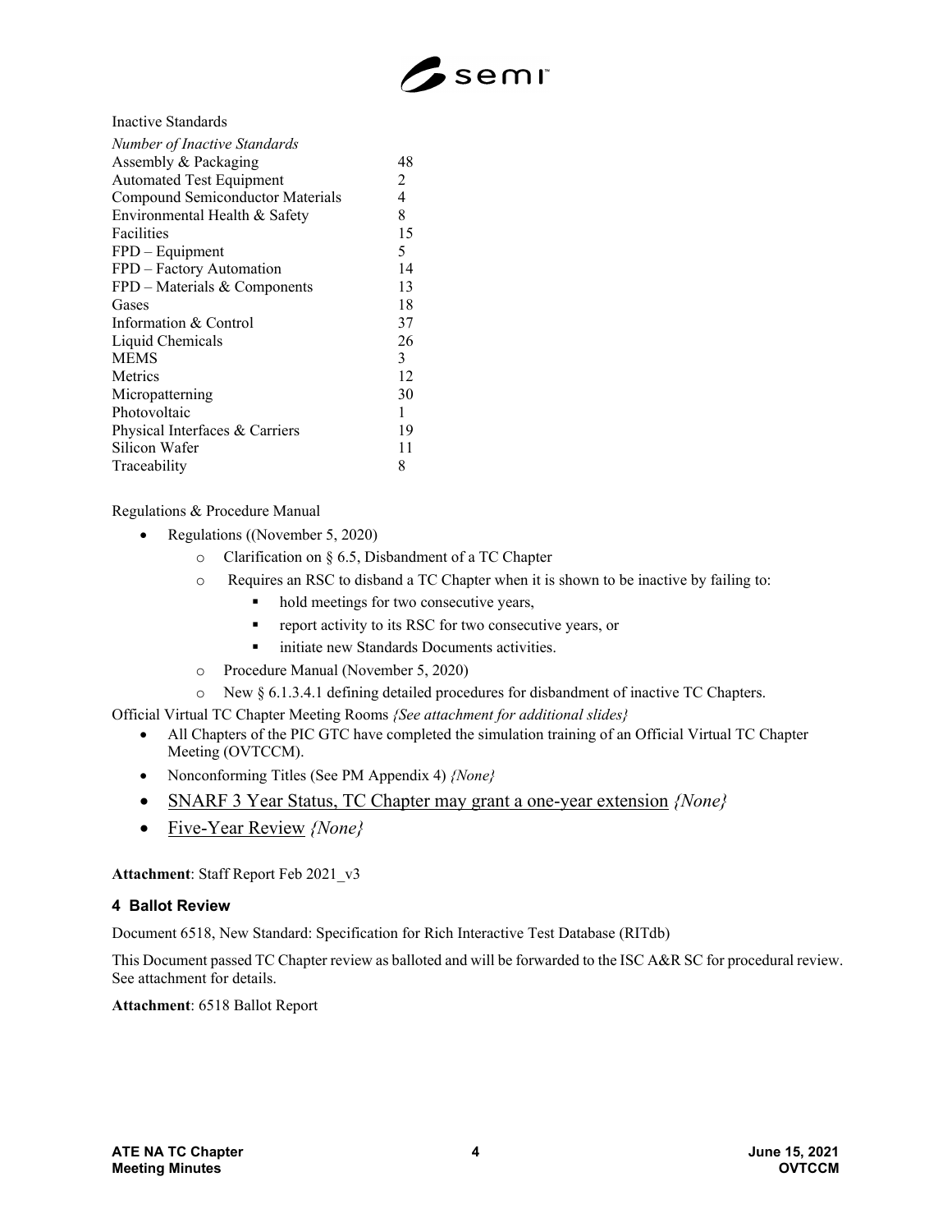Inactive Standards

| *Number of Inactive Standards* | |
|---|---|
| Assembly & Packaging | 48 |
| Automated Test Equipment | 2 |
| Compound Semiconductor Materials | 4 |
| Environmental Health & Safety | 8 |
| Facilities | 15 |
| FPD – Equipment | 5 |
| FPD – Factory Automation | 14 |
| FPD – Materials & Components | 13 |
| Gases | 18 |
| Information & Control | 37 |
| Liquid Chemicals | 26 |
| MEMS | 3 |
| Metrics | 12 |
| Micropatterning | 30 |
| Photovoltaic | 1 |
| Physical Interfaces & Carriers | 19 |
| Silicon Wafer | 11 |
| Traceability | 8 |

Regulations & Procedure Manual

- Regulations ((November 5, 2020)
  - Clarification on § 6.5, Disbandment of a TC Chapter
  - Requires an RSC to disband a TC Chapter when it is shown to be inactive by failing to:
    - hold meetings for two consecutive years,
    - report activity to its RSC for two consecutive years, or
    - initiate new Standards Documents activities.
  - Procedure Manual (November 5, 2020)
  - New § 6.1.3.4.1 defining detailed procedures for disbandment of inactive TC Chapters.

Official Virtual TC Chapter Meeting Rooms *{See attachment for additional slides}*

- All Chapters of the PIC GTC have completed the simulation training of an Official Virtual TC Chapter Meeting (OVTCCM).
- Nonconforming Titles (See PM Appendix 4) *{None}*
- SNARF 3 Year Status, TC Chapter may grant a one-year extension *{None}*
- Five-Year Review *{None}*

**Attachment**: Staff Report Feb 2021_v3

### 4 Ballot Review

Document 6518, New Standard: Specification for Rich Interactive Test Database (RITdb)

This Document passed TC Chapter review as balloted and will be forwarded to the ISC A&R SC for procedural review. See attachment for details.

**Attachment**: 6518 Ballot Report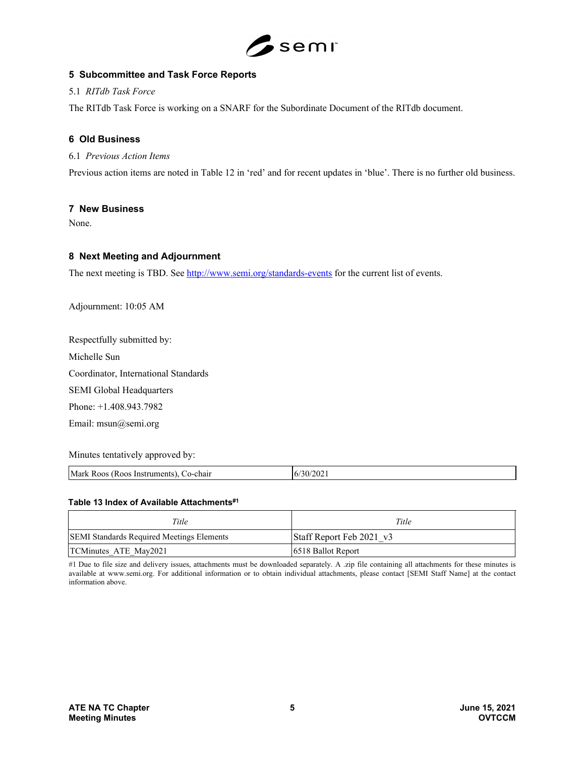## 5 Subcommittee and Task Force Reports

5.1 *RITdb Task Force*

The RITdb Task Force is working on a SNARF for the Subordinate Document of the RITdb document.

## 6 Old Business

6.1 *Previous Action Items*

Previous action items are noted in Table 12 in 'red' and for recent updates in 'blue'. There is no further old business.

## 7 New Business

None.

## 8 Next Meeting and Adjournment

The next meeting is TBD. See [http://www.semi.org/standards-events](http://www.semi.org/standards-events) for the current list of events.

Adjournment: 10:05 AM

Respectfully submitted by:

Michelle Sun

Coordinator, International Standards

SEMI Global Headquarters

Phone: +1.408.943.7982

Email: msun@semi.org

Minutes tentatively approved by:

| | |
|---|---|
| Mark Roos (Roos Instruments), Co-chair | 6/30/2021 |

**Table 13 Index of Available Attachments**[#1]

| *Title* | *Title* |
|---|---|
| SEMI Standards Required Meetings Elements | Staff Report Feb 2021_v3 |
| TCMinutes_ATE_May2021 | 6518 Ballot Report |

#1 Due to file size and delivery issues, attachments must be downloaded separately. A .zip file containing all attachments for these minutes is available at www.semi.org. For additional information or to obtain individual attachments, please contact [SEMI Staff Name] at the contact information above.